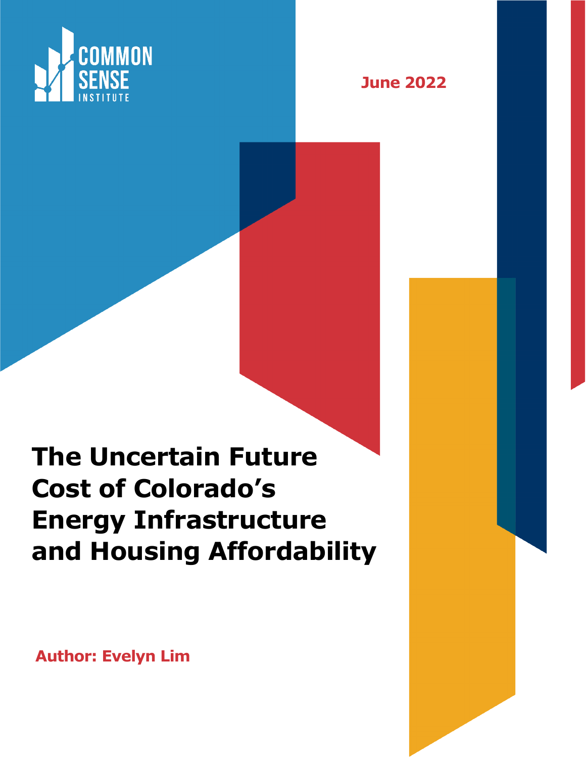COMMON SENSE INSTITUTE

June 2022

# The Uncertain Future Cost of Colorado's Energy Infrastructure and Housing Affordability

**Author: Evelyn Lim**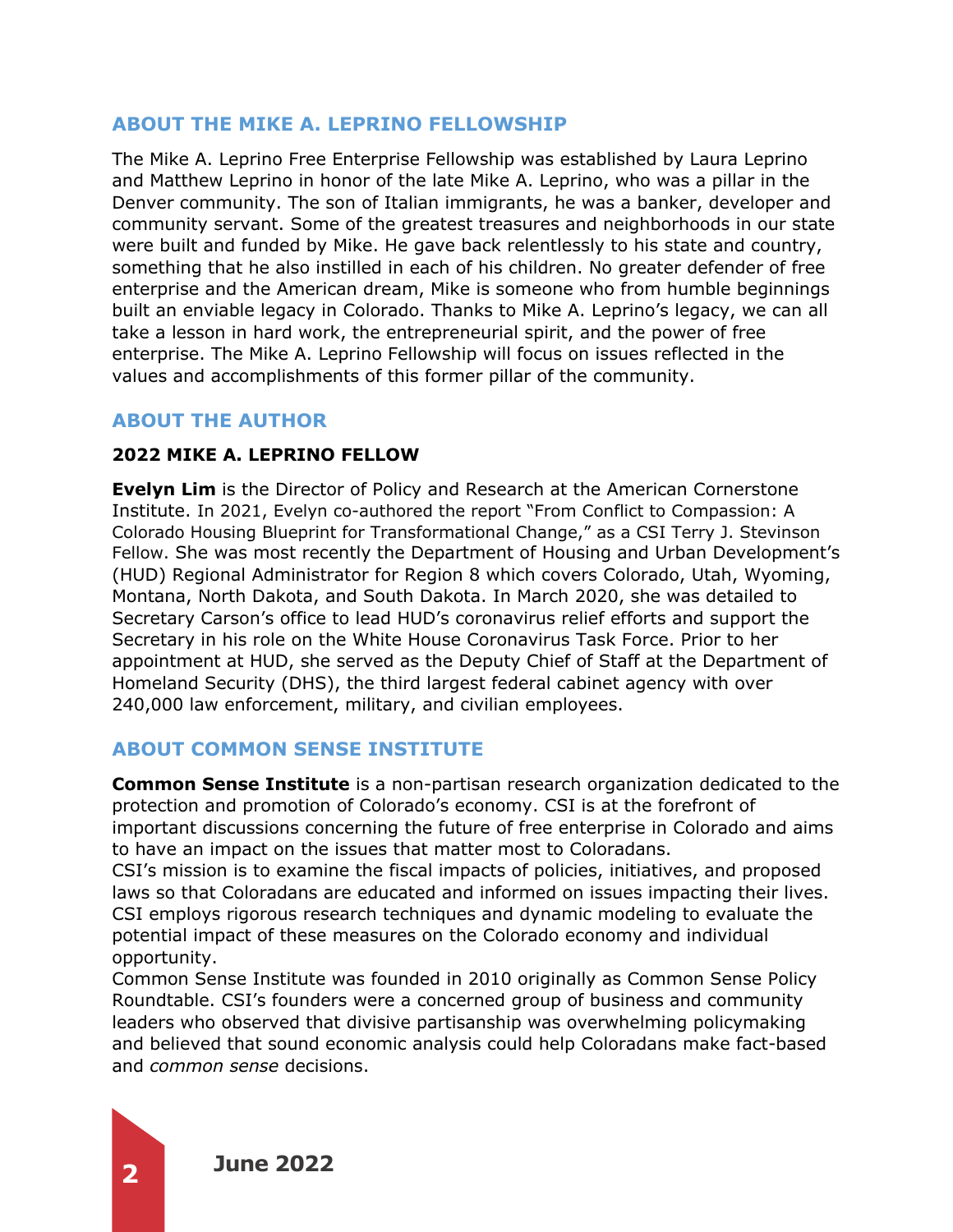## ABOUT THE MIKE A. LEPRINO FELLOWSHIP

The Mike A. Leprino Free Enterprise Fellowship was established by Laura Leprino and Matthew Leprino in honor of the late Mike A. Leprino, who was a pillar in the Denver community. The son of Italian immigrants, he was a banker, developer and community servant. Some of the greatest treasures and neighborhoods in our state were built and funded by Mike. He gave back relentlessly to his state and country, something that he also instilled in each of his children. No greater defender of free enterprise and the American dream, Mike is someone who from humble beginnings built an enviable legacy in Colorado. Thanks to Mike A. Leprino's legacy, we can all take a lesson in hard work, the entrepreneurial spirit, and the power of free enterprise. The Mike A. Leprino Fellowship will focus on issues reflected in the values and accomplishments of this former pillar of the community.

## ABOUT THE AUTHOR

### 2022 MIKE A. LEPRINO FELLOW

**Evelyn Lim** is the Director of Policy and Research at the American Cornerstone Institute. In 2021, Evelyn co-authored the report "From Conflict to Compassion: A Colorado Housing Blueprint for Transformational Change," as a CSI Terry J. Stevinson Fellow. She was most recently the Department of Housing and Urban Development's (HUD) Regional Administrator for Region 8 which covers Colorado, Utah, Wyoming, Montana, North Dakota, and South Dakota. In March 2020, she was detailed to Secretary Carson's office to lead HUD's coronavirus relief efforts and support the Secretary in his role on the White House Coronavirus Task Force. Prior to her appointment at HUD, she served as the Deputy Chief of Staff at the Department of Homeland Security (DHS), the third largest federal cabinet agency with over 240,000 law enforcement, military, and civilian employees.

## ABOUT COMMON SENSE INSTITUTE

**Common Sense Institute** is a non-partisan research organization dedicated to the protection and promotion of Colorado's economy. CSI is at the forefront of important discussions concerning the future of free enterprise in Colorado and aims to have an impact on the issues that matter most to Coloradans.

CSI's mission is to examine the fiscal impacts of policies, initiatives, and proposed laws so that Coloradans are educated and informed on issues impacting their lives. CSI employs rigorous research techniques and dynamic modeling to evaluate the potential impact of these measures on the Colorado economy and individual opportunity.

Common Sense Institute was founded in 2010 originally as Common Sense Policy Roundtable. CSI's founders were a concerned group of business and community leaders who observed that divisive partisanship was overwhelming policymaking and believed that sound economic analysis could help Coloradans make fact-based and *common sense* decisions.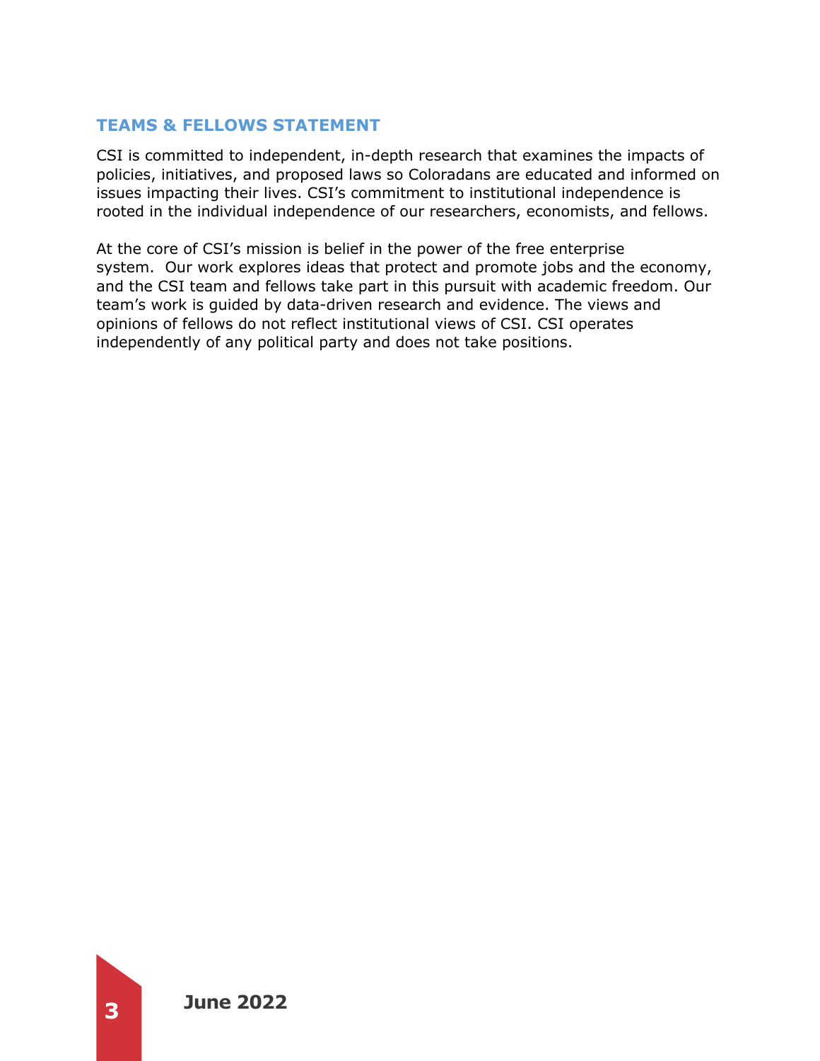## TEAMS & FELLOWS STATEMENT

CSI is committed to independent, in-depth research that examines the impacts of policies, initiatives, and proposed laws so Coloradans are educated and informed on issues impacting their lives. CSI's commitment to institutional independence is rooted in the individual independence of our researchers, economists, and fellows.

At the core of CSI's mission is belief in the power of the free enterprise system. Our work explores ideas that protect and promote jobs and the economy, and the CSI team and fellows take part in this pursuit with academic freedom. Our team's work is guided by data-driven research and evidence. The views and opinions of fellows do not reflect institutional views of CSI. CSI operates independently of any political party and does not take positions.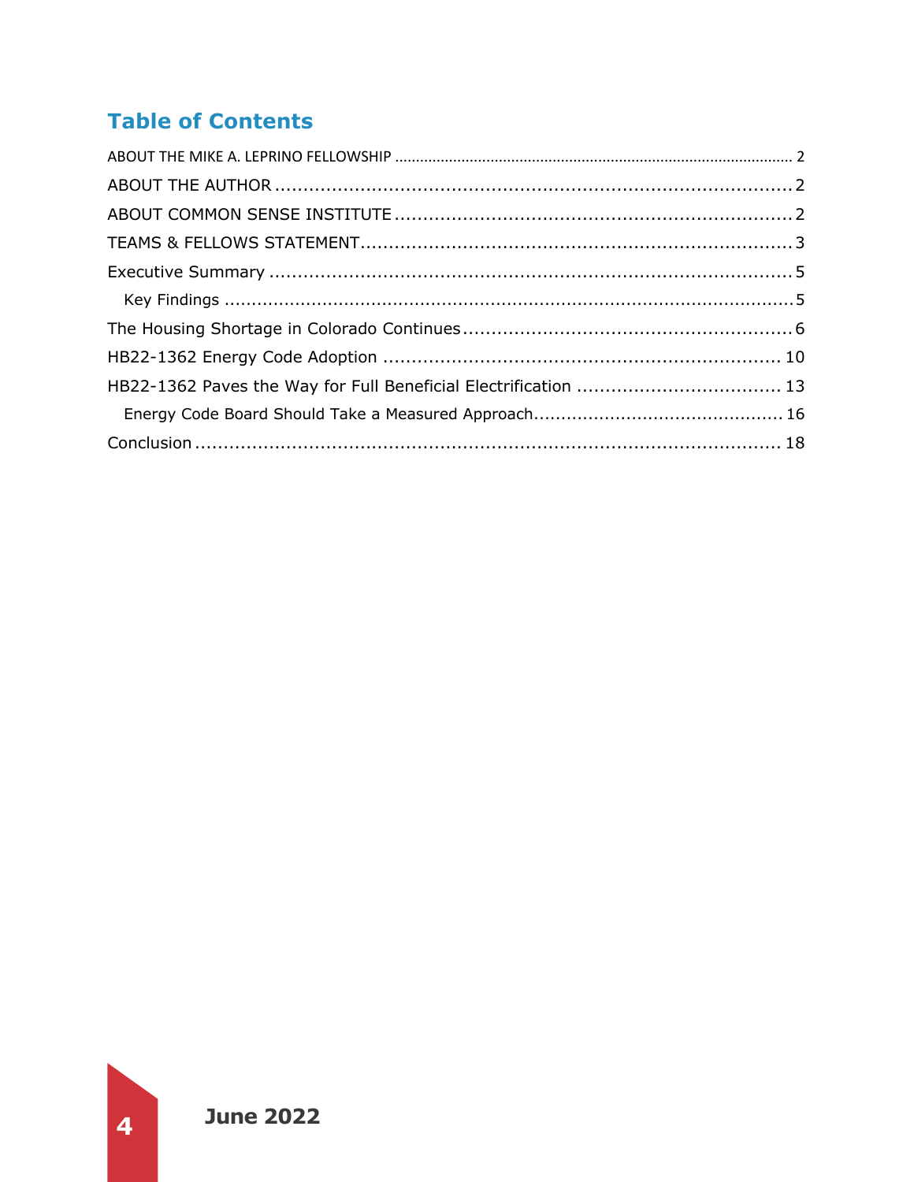## Table of Contents

ABOUT THE MIKE A. LEPRINO FELLOWSHIP ........ 2
ABOUT THE AUTHOR ........ 2
ABOUT COMMON SENSE INSTITUTE ........ 2
TEAMS & FELLOWS STATEMENT ........ 3
Executive Summary ........ 5
  Key Findings ........ 5
The Housing Shortage in Colorado Continues ........ 6
HB22-1362 Energy Code Adoption ........ 10
HB22-1362 Paves the Way for Full Beneficial Electrification ........ 13
  Energy Code Board Should Take a Measured Approach ........ 16
Conclusion ........ 18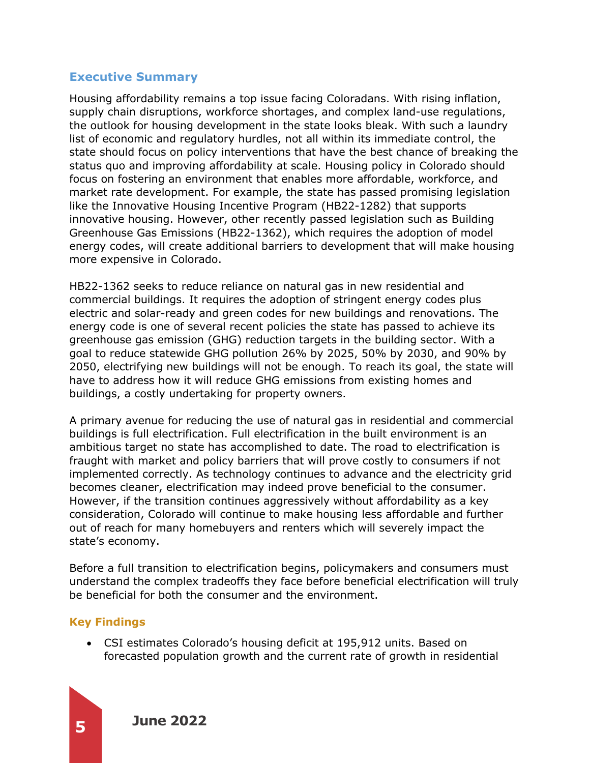## Executive Summary

Housing affordability remains a top issue facing Coloradans. With rising inflation, supply chain disruptions, workforce shortages, and complex land-use regulations, the outlook for housing development in the state looks bleak. With such a laundry list of economic and regulatory hurdles, not all within its immediate control, the state should focus on policy interventions that have the best chance of breaking the status quo and improving affordability at scale. Housing policy in Colorado should focus on fostering an environment that enables more affordable, workforce, and market rate development. For example, the state has passed promising legislation like the Innovative Housing Incentive Program (HB22-1282) that supports innovative housing. However, other recently passed legislation such as Building Greenhouse Gas Emissions (HB22-1362), which requires the adoption of model energy codes, will create additional barriers to development that will make housing more expensive in Colorado.

HB22-1362 seeks to reduce reliance on natural gas in new residential and commercial buildings. It requires the adoption of stringent energy codes plus electric and solar-ready and green codes for new buildings and renovations. The energy code is one of several recent policies the state has passed to achieve its greenhouse gas emission (GHG) reduction targets in the building sector. With a goal to reduce statewide GHG pollution 26% by 2025, 50% by 2030, and 90% by 2050, electrifying new buildings will not be enough. To reach its goal, the state will have to address how it will reduce GHG emissions from existing homes and buildings, a costly undertaking for property owners.

A primary avenue for reducing the use of natural gas in residential and commercial buildings is full electrification. Full electrification in the built environment is an ambitious target no state has accomplished to date. The road to electrification is fraught with market and policy barriers that will prove costly to consumers if not implemented correctly. As technology continues to advance and the electricity grid becomes cleaner, electrification may indeed prove beneficial to the consumer. However, if the transition continues aggressively without affordability as a key consideration, Colorado will continue to make housing less affordable and further out of reach for many homebuyers and renters which will severely impact the state's economy.

Before a full transition to electrification begins, policymakers and consumers must understand the complex tradeoffs they face before beneficial electrification will truly be beneficial for both the consumer and the environment.

### Key Findings

- CSI estimates Colorado's housing deficit at 195,912 units. Based on forecasted population growth and the current rate of growth in residential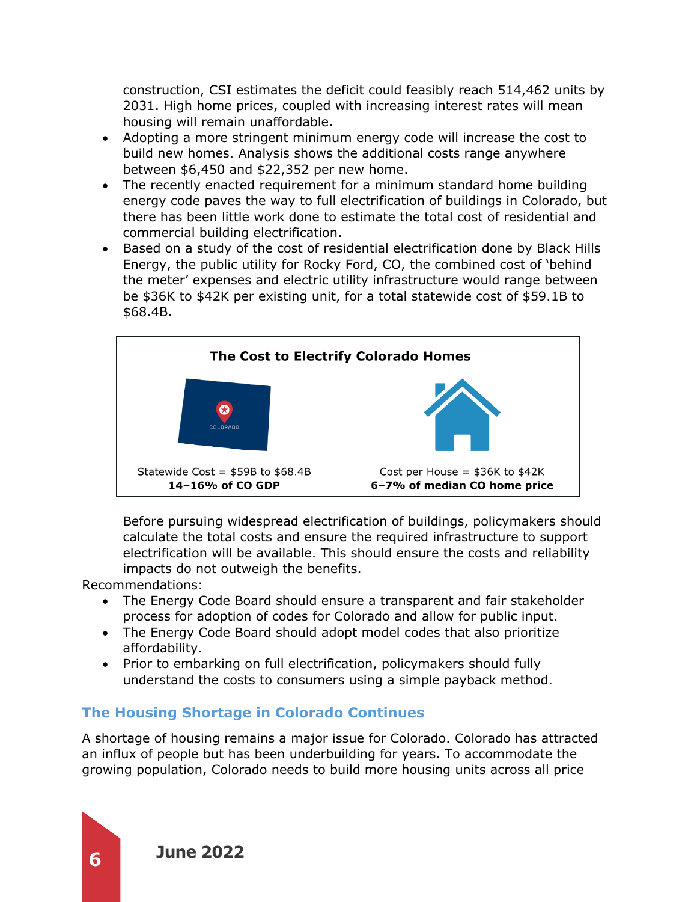construction, CSI estimates the deficit could feasibly reach 514,462 units by 2031. High home prices, coupled with increasing interest rates will mean housing will remain unaffordable.

- Adopting a more stringent minimum energy code will increase the cost to build new homes. Analysis shows the additional costs range anywhere between $6,450 and $22,352 per new home.
- The recently enacted requirement for a minimum standard home building energy code paves the way to full electrification of buildings in Colorado, but there has been little work done to estimate the total cost of residential and commercial building electrification.
- Based on a study of the cost of residential electrification done by Black Hills Energy, the public utility for Rocky Ford, CO, the combined cost of 'behind the meter' expenses and electric utility infrastructure would range between be $36K to $42K per existing unit, for a total statewide cost of $59.1B to $68.4B.

**The Cost to Electrify Colorado Homes**

| Statewide Cost = $59B to $68.4B | Cost per House = $36K to $42K |
| --- | --- |
| **14–16% of CO GDP** | **6–7% of median CO home price** |

Before pursuing widespread electrification of buildings, policymakers should calculate the total costs and ensure the required infrastructure to support electrification will be available. This should ensure the costs and reliability impacts do not outweigh the benefits.

Recommendations:

- The Energy Code Board should ensure a transparent and fair stakeholder process for adoption of codes for Colorado and allow for public input.
- The Energy Code Board should adopt model codes that also prioritize affordability.
- Prior to embarking on full electrification, policymakers should fully understand the costs to consumers using a simple payback method.

## The Housing Shortage in Colorado Continues

A shortage of housing remains a major issue for Colorado. Colorado has attracted an influx of people but has been underbuilding for years. To accommodate the growing population, Colorado needs to build more housing units across all price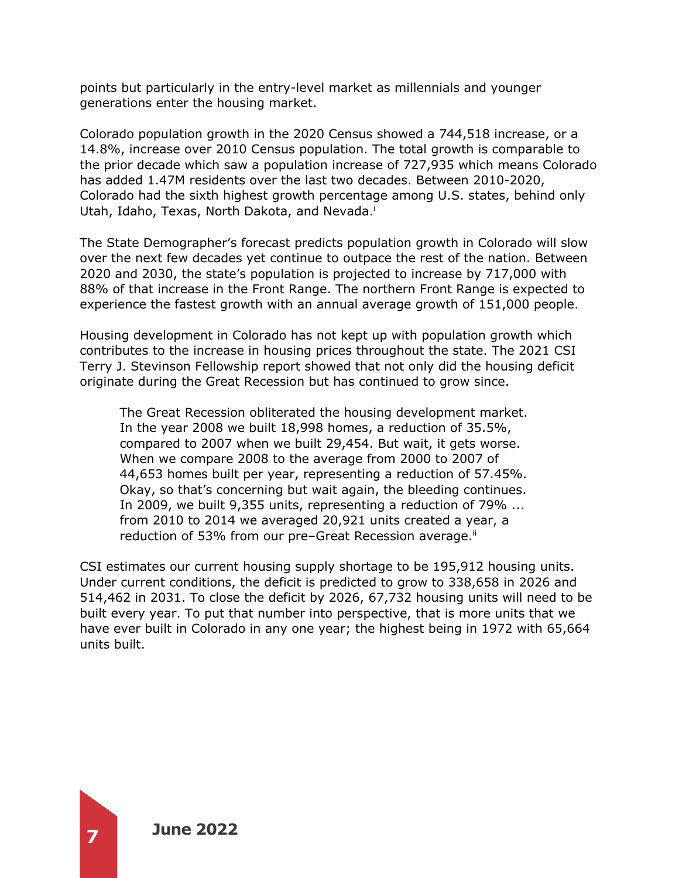points but particularly in the entry-level market as millennials and younger generations enter the housing market.

Colorado population growth in the 2020 Census showed a 744,518 increase, or a 14.8%, increase over 2010 Census population. The total growth is comparable to the prior decade which saw a population increase of 727,935 which means Colorado has added 1.47M residents over the last two decades. Between 2010-2020, Colorado had the sixth highest growth percentage among U.S. states, behind only Utah, Idaho, Texas, North Dakota, and Nevada.[i]

The State Demographer's forecast predicts population growth in Colorado will slow over the next few decades yet continue to outpace the rest of the nation. Between 2020 and 2030, the state's population is projected to increase by 717,000 with 88% of that increase in the Front Range. The northern Front Range is expected to experience the fastest growth with an annual average growth of 151,000 people.

Housing development in Colorado has not kept up with population growth which contributes to the increase in housing prices throughout the state. The 2021 CSI Terry J. Stevinson Fellowship report showed that not only did the housing deficit originate during the Great Recession but has continued to grow since.

> The Great Recession obliterated the housing development market. In the year 2008 we built 18,998 homes, a reduction of 35.5%, compared to 2007 when we built 29,454. But wait, it gets worse. When we compare 2008 to the average from 2000 to 2007 of 44,653 homes built per year, representing a reduction of 57.45%. Okay, so that's concerning but wait again, the bleeding continues. In 2009, we built 9,355 units, representing a reduction of 79% ... from 2010 to 2014 we averaged 20,921 units created a year, a reduction of 53% from our pre–Great Recession average.[ii]

CSI estimates our current housing supply shortage to be 195,912 housing units. Under current conditions, the deficit is predicted to grow to 338,658 in 2026 and 514,462 in 2031. To close the deficit by 2026, 67,732 housing units will need to be built every year. To put that number into perspective, that is more units that we have ever built in Colorado in any one year; the highest being in 1972 with 65,664 units built.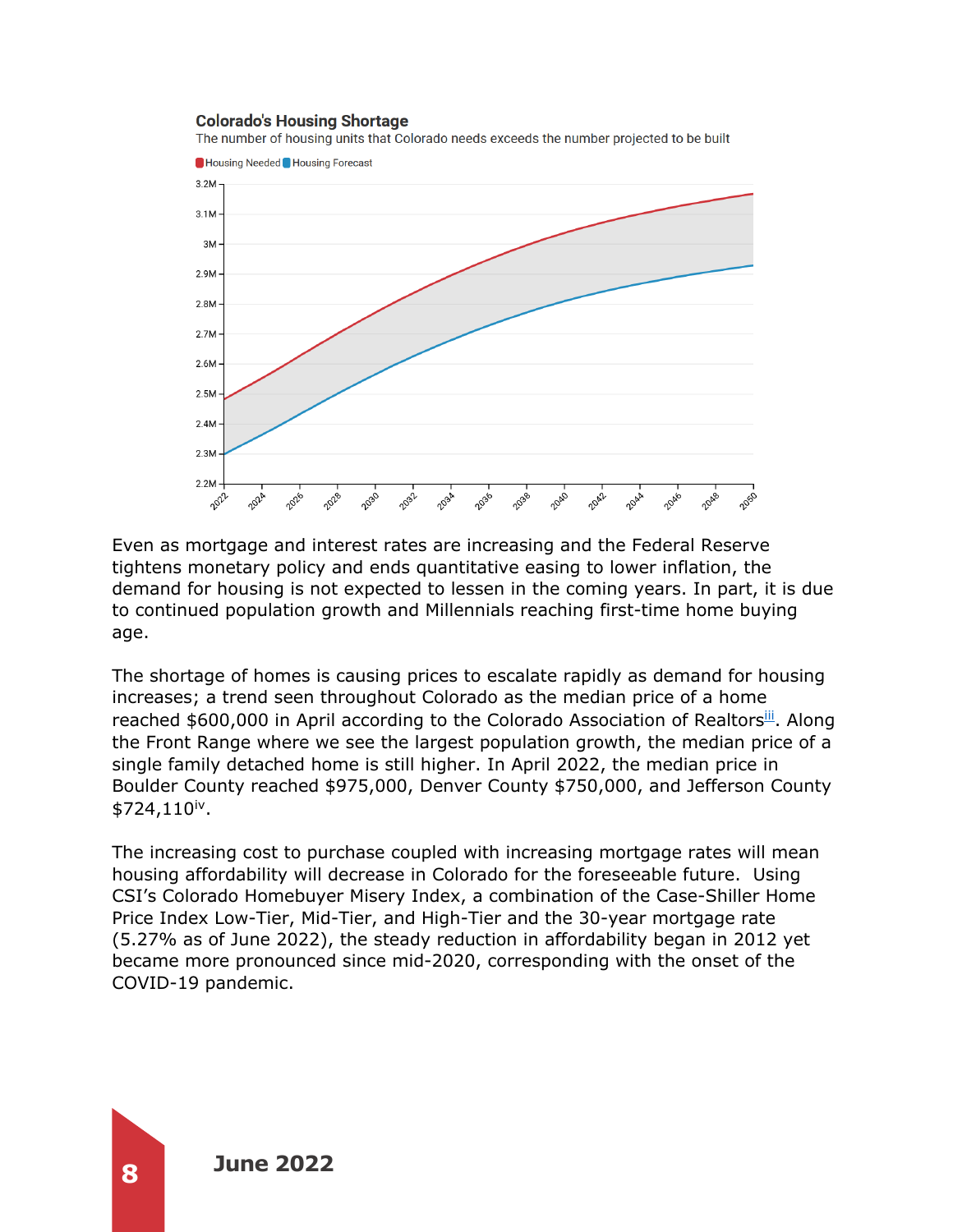**Colorado's Housing Shortage**

The number of housing units that Colorado needs exceeds the number projected to be built

Housing Needed | Housing Forecast

Even as mortgage and interest rates are increasing and the Federal Reserve tightens monetary policy and ends quantitative easing to lower inflation, the demand for housing is not expected to lessen in the coming years. In part, it is due to continued population growth and Millennials reaching first-time home buying age.

The shortage of homes is causing prices to escalate rapidly as demand for housing increases; a trend seen throughout Colorado as the median price of a home reached $600,000 in April according to the Colorado Association of Realtors[iii]. Along the Front Range where we see the largest population growth, the median price of a single family detached home is still higher. In April 2022, the median price in Boulder County reached $975,000, Denver County $750,000, and Jefferson County $724,110[iv].

The increasing cost to purchase coupled with increasing mortgage rates will mean housing affordability will decrease in Colorado for the foreseeable future. Using CSI's Colorado Homebuyer Misery Index, a combination of the Case-Shiller Home Price Index Low-Tier, Mid-Tier, and High-Tier and the 30-year mortgage rate (5.27% as of June 2022), the steady reduction in affordability began in 2012 yet became more pronounced since mid-2020, corresponding with the onset of the COVID-19 pandemic.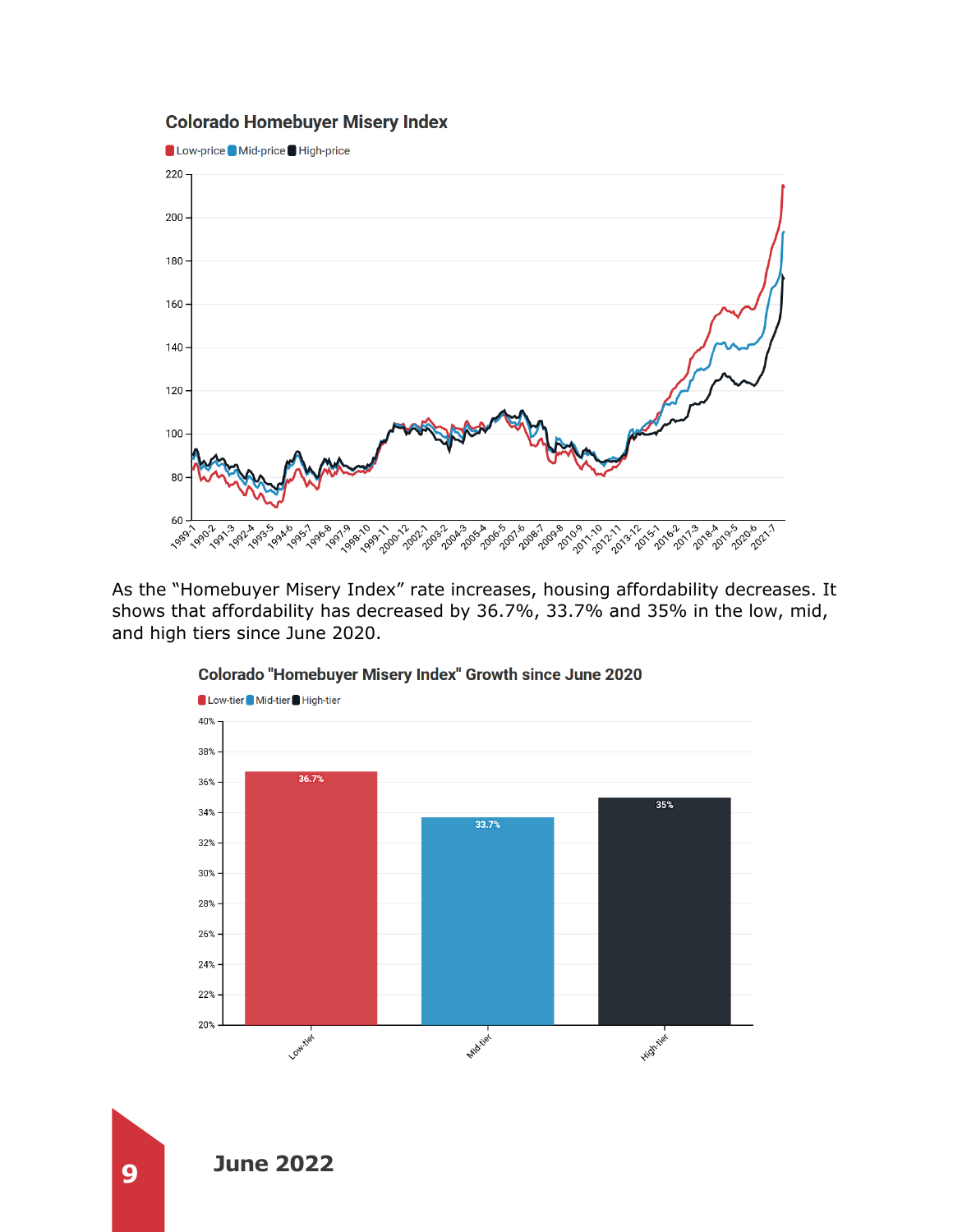**Colorado Homebuyer Misery Index**

Low-price | Mid-price | High-price

As the "Homebuyer Misery Index" rate increases, housing affordability decreases. It shows that affordability has decreased by 36.7%, 33.7% and 35% in the low, mid, and high tiers since June 2020.

**Colorado "Homebuyer Misery Index" Growth since June 2020**

| Tier | Growth |
| --- | --- |
| Low-tier | 36.7% |
| Mid-tier | 33.7% |
| High-tier | 35% |

June 2022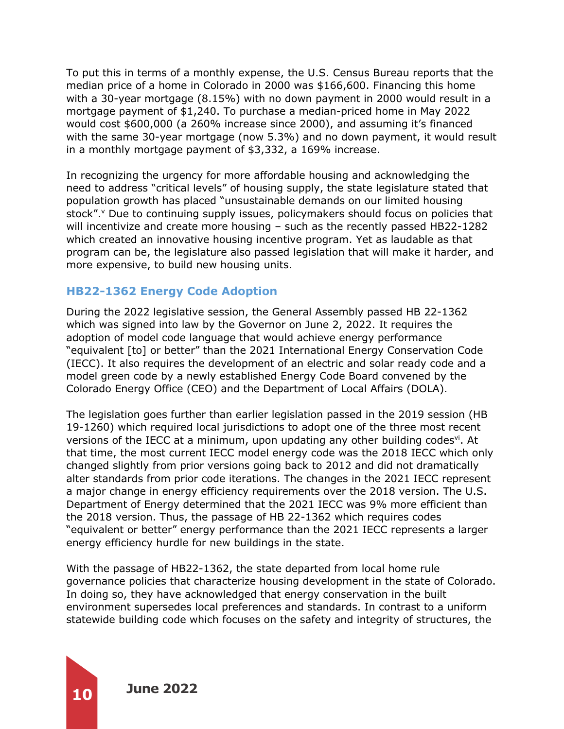To put this in terms of a monthly expense, the U.S. Census Bureau reports that the median price of a home in Colorado in 2000 was $166,600. Financing this home with a 30-year mortgage (8.15%) with no down payment in 2000 would result in a mortgage payment of $1,240. To purchase a median-priced home in May 2022 would cost $600,000 (a 260% increase since 2000), and assuming it's financed with the same 30-year mortgage (now 5.3%) and no down payment, it would result in a monthly mortgage payment of $3,332, a 169% increase.

In recognizing the urgency for more affordable housing and acknowledging the need to address "critical levels" of housing supply, the state legislature stated that population growth has placed "unsustainable demands on our limited housing stock".[v] Due to continuing supply issues, policymakers should focus on policies that will incentivize and create more housing – such as the recently passed HB22-1282 which created an innovative housing incentive program. Yet as laudable as that program can be, the legislature also passed legislation that will make it harder, and more expensive, to build new housing units.

## HB22-1362 Energy Code Adoption

During the 2022 legislative session, the General Assembly passed HB 22-1362 which was signed into law by the Governor on June 2, 2022. It requires the adoption of model code language that would achieve energy performance "equivalent [to] or better" than the 2021 International Energy Conservation Code (IECC). It also requires the development of an electric and solar ready code and a model green code by a newly established Energy Code Board convened by the Colorado Energy Office (CEO) and the Department of Local Affairs (DOLA).

The legislation goes further than earlier legislation passed in the 2019 session (HB 19-1260) which required local jurisdictions to adopt one of the three most recent versions of the IECC at a minimum, upon updating any other building codes[vi]. At that time, the most current IECC model energy code was the 2018 IECC which only changed slightly from prior versions going back to 2012 and did not dramatically alter standards from prior code iterations. The changes in the 2021 IECC represent a major change in energy efficiency requirements over the 2018 version. The U.S. Department of Energy determined that the 2021 IECC was 9% more efficient than the 2018 version. Thus, the passage of HB 22-1362 which requires codes "equivalent or better" energy performance than the 2021 IECC represents a larger energy efficiency hurdle for new buildings in the state.

With the passage of HB22-1362, the state departed from local home rule governance policies that characterize housing development in the state of Colorado. In doing so, they have acknowledged that energy conservation in the built environment supersedes local preferences and standards. In contrast to a uniform statewide building code which focuses on the safety and integrity of structures, the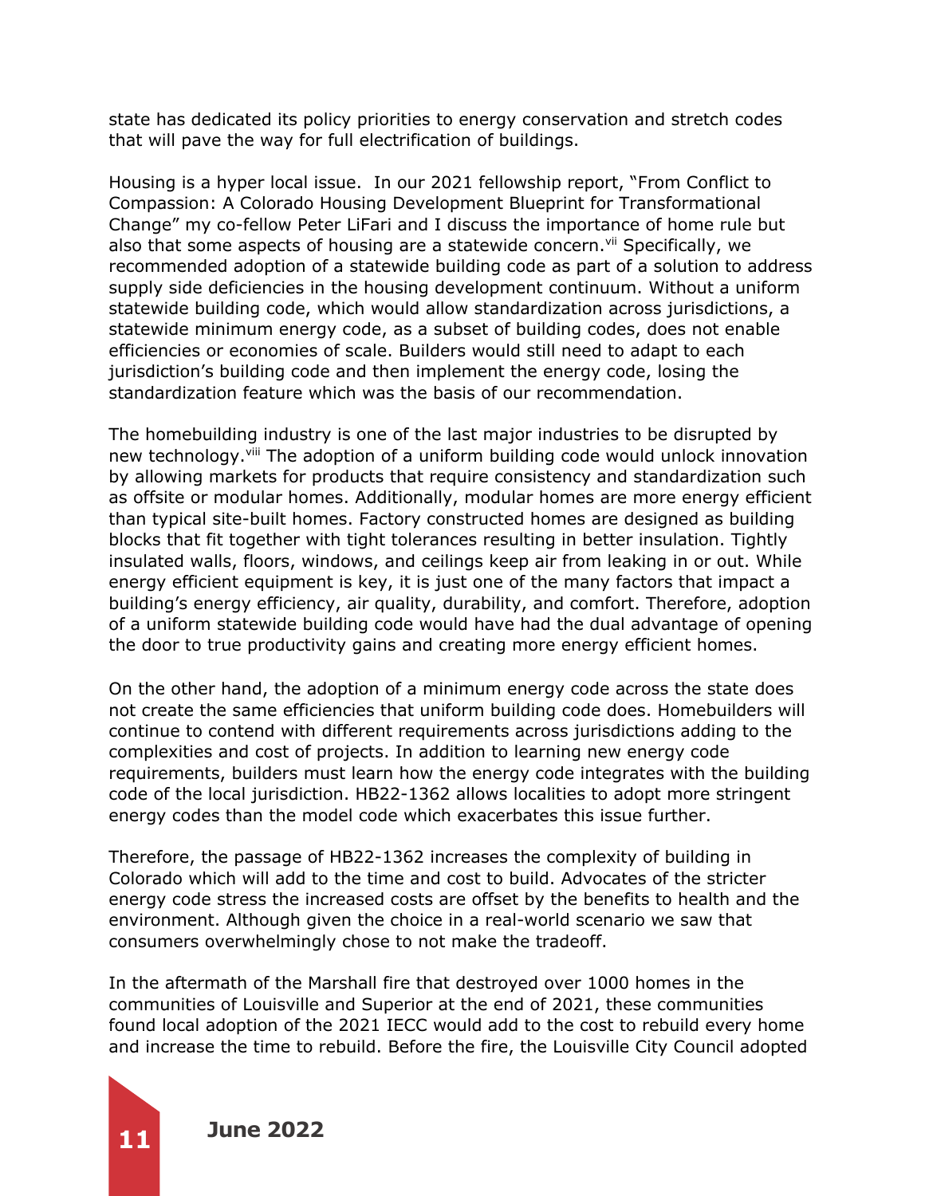state has dedicated its policy priorities to energy conservation and stretch codes that will pave the way for full electrification of buildings.

Housing is a hyper local issue. In our 2021 fellowship report, "From Conflict to Compassion: A Colorado Housing Development Blueprint for Transformational Change" my co-fellow Peter LiFari and I discuss the importance of home rule but also that some aspects of housing are a statewide concern.[vii] Specifically, we recommended adoption of a statewide building code as part of a solution to address supply side deficiencies in the housing development continuum. Without a uniform statewide building code, which would allow standardization across jurisdictions, a statewide minimum energy code, as a subset of building codes, does not enable efficiencies or economies of scale. Builders would still need to adapt to each jurisdiction's building code and then implement the energy code, losing the standardization feature which was the basis of our recommendation.

The homebuilding industry is one of the last major industries to be disrupted by new technology.[viii] The adoption of a uniform building code would unlock innovation by allowing markets for products that require consistency and standardization such as offsite or modular homes. Additionally, modular homes are more energy efficient than typical site-built homes. Factory constructed homes are designed as building blocks that fit together with tight tolerances resulting in better insulation. Tightly insulated walls, floors, windows, and ceilings keep air from leaking in or out. While energy efficient equipment is key, it is just one of the many factors that impact a building's energy efficiency, air quality, durability, and comfort. Therefore, adoption of a uniform statewide building code would have had the dual advantage of opening the door to true productivity gains and creating more energy efficient homes.

On the other hand, the adoption of a minimum energy code across the state does not create the same efficiencies that uniform building code does. Homebuilders will continue to contend with different requirements across jurisdictions adding to the complexities and cost of projects. In addition to learning new energy code requirements, builders must learn how the energy code integrates with the building code of the local jurisdiction. HB22-1362 allows localities to adopt more stringent energy codes than the model code which exacerbates this issue further.

Therefore, the passage of HB22-1362 increases the complexity of building in Colorado which will add to the time and cost to build. Advocates of the stricter energy code stress the increased costs are offset by the benefits to health and the environment. Although given the choice in a real-world scenario we saw that consumers overwhelmingly chose to not make the tradeoff.

In the aftermath of the Marshall fire that destroyed over 1000 homes in the communities of Louisville and Superior at the end of 2021, these communities found local adoption of the 2021 IECC would add to the cost to rebuild every home and increase the time to rebuild. Before the fire, the Louisville City Council adopted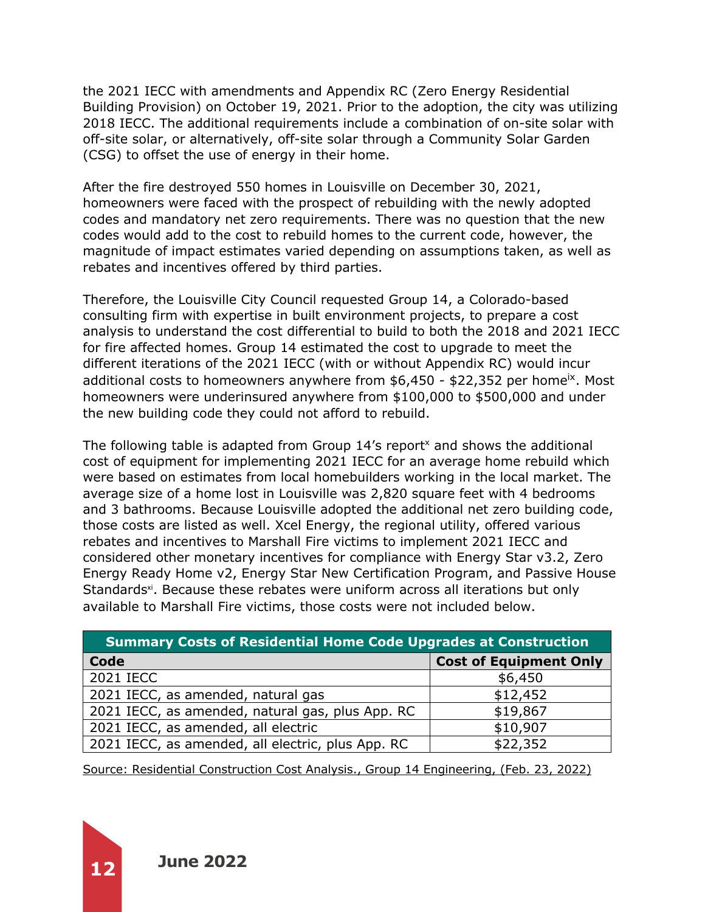the 2021 IECC with amendments and Appendix RC (Zero Energy Residential Building Provision) on October 19, 2021. Prior to the adoption, the city was utilizing 2018 IECC. The additional requirements include a combination of on-site solar with off-site solar, or alternatively, off-site solar through a Community Solar Garden (CSG) to offset the use of energy in their home.

After the fire destroyed 550 homes in Louisville on December 30, 2021, homeowners were faced with the prospect of rebuilding with the newly adopted codes and mandatory net zero requirements. There was no question that the new codes would add to the cost to rebuild homes to the current code, however, the magnitude of impact estimates varied depending on assumptions taken, as well as rebates and incentives offered by third parties.

Therefore, the Louisville City Council requested Group 14, a Colorado-based consulting firm with expertise in built environment projects, to prepare a cost analysis to understand the cost differential to build to both the 2018 and 2021 IECC for fire affected homes. Group 14 estimated the cost to upgrade to meet the different iterations of the 2021 IECC (with or without Appendix RC) would incur additional costs to homeowners anywhere from $6,450 - $22,352 per home[ix]. Most homeowners were underinsured anywhere from $100,000 to $500,000 and under the new building code they could not afford to rebuild.

The following table is adapted from Group 14's report[x] and shows the additional cost of equipment for implementing 2021 IECC for an average home rebuild which were based on estimates from local homebuilders working in the local market. The average size of a home lost in Louisville was 2,820 square feet with 4 bedrooms and 3 bathrooms. Because Louisville adopted the additional net zero building code, those costs are listed as well. Xcel Energy, the regional utility, offered various rebates and incentives to Marshall Fire victims to implement 2021 IECC and considered other monetary incentives for compliance with Energy Star v3.2, Zero Energy Ready Home v2, Energy Star New Certification Program, and Passive House Standards[xi]. Because these rebates were uniform across all iterations but only available to Marshall Fire victims, those costs were not included below.

| Summary Costs of Residential Home Code Upgrades at Construction | |
|---|---|
| **Code** | **Cost of Equipment Only** |
| 2021 IECC | $6,450 |
| 2021 IECC, as amended, natural gas | $12,452 |
| 2021 IECC, as amended, natural gas, plus App. RC | $19,867 |
| 2021 IECC, as amended, all electric | $10,907 |
| 2021 IECC, as amended, all electric, plus App. RC | $22,352 |

Source: Residential Construction Cost Analysis., Group 14 Engineering, (Feb. 23, 2022)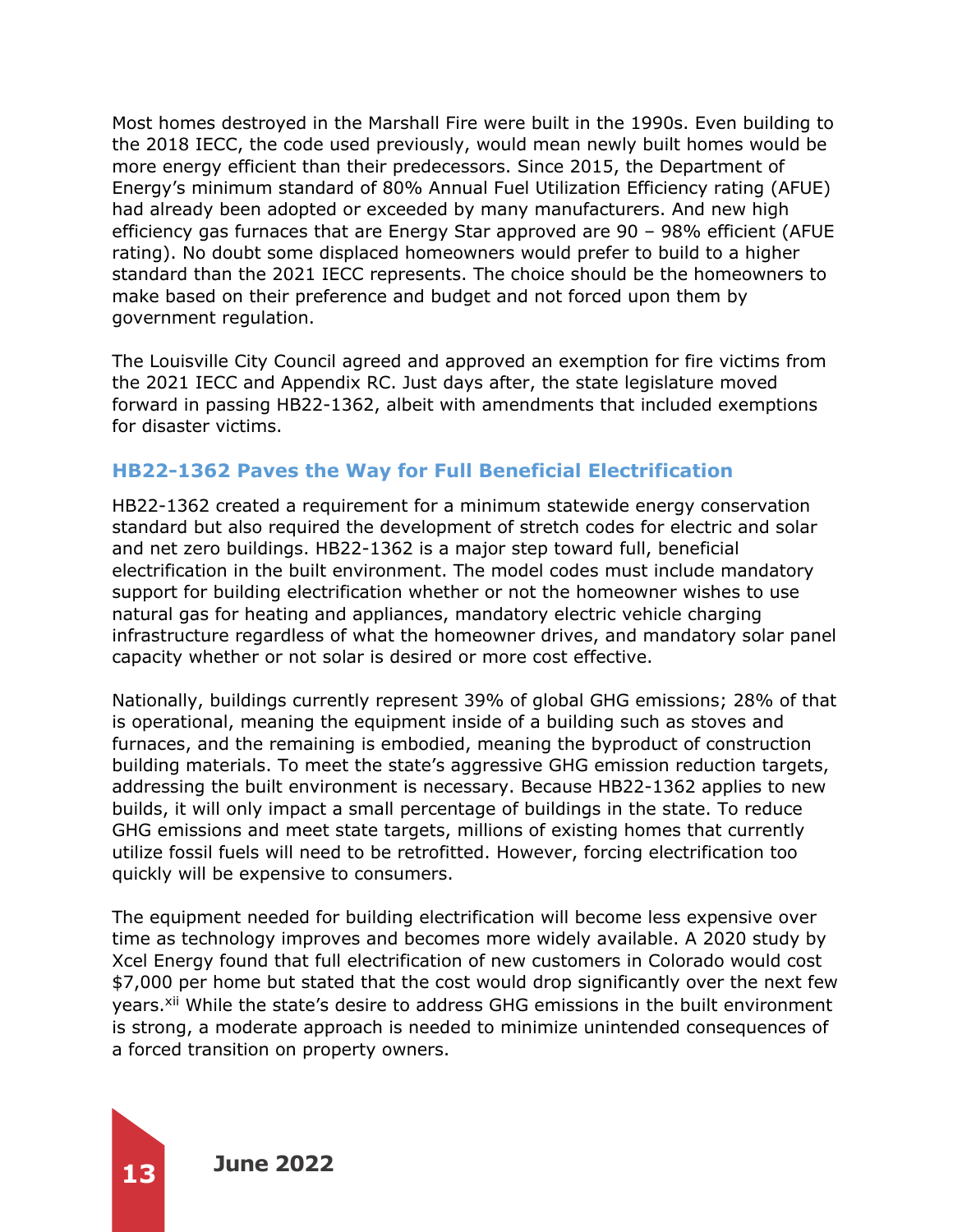Most homes destroyed in the Marshall Fire were built in the 1990s. Even building to the 2018 IECC, the code used previously, would mean newly built homes would be more energy efficient than their predecessors. Since 2015, the Department of Energy's minimum standard of 80% Annual Fuel Utilization Efficiency rating (AFUE) had already been adopted or exceeded by many manufacturers. And new high efficiency gas furnaces that are Energy Star approved are 90 – 98% efficient (AFUE rating). No doubt some displaced homeowners would prefer to build to a higher standard than the 2021 IECC represents. The choice should be the homeowners to make based on their preference and budget and not forced upon them by government regulation.

The Louisville City Council agreed and approved an exemption for fire victims from the 2021 IECC and Appendix RC. Just days after, the state legislature moved forward in passing HB22-1362, albeit with amendments that included exemptions for disaster victims.

## HB22-1362 Paves the Way for Full Beneficial Electrification

HB22-1362 created a requirement for a minimum statewide energy conservation standard but also required the development of stretch codes for electric and solar and net zero buildings. HB22-1362 is a major step toward full, beneficial electrification in the built environment. The model codes must include mandatory support for building electrification whether or not the homeowner wishes to use natural gas for heating and appliances, mandatory electric vehicle charging infrastructure regardless of what the homeowner drives, and mandatory solar panel capacity whether or not solar is desired or more cost effective.

Nationally, buildings currently represent 39% of global GHG emissions; 28% of that is operational, meaning the equipment inside of a building such as stoves and furnaces, and the remaining is embodied, meaning the byproduct of construction building materials. To meet the state's aggressive GHG emission reduction targets, addressing the built environment is necessary. Because HB22-1362 applies to new builds, it will only impact a small percentage of buildings in the state. To reduce GHG emissions and meet state targets, millions of existing homes that currently utilize fossil fuels will need to be retrofitted. However, forcing electrification too quickly will be expensive to consumers.

The equipment needed for building electrification will become less expensive over time as technology improves and becomes more widely available. A 2020 study by Xcel Energy found that full electrification of new customers in Colorado would cost $7,000 per home but stated that the cost would drop significantly over the next few years.[xii] While the state's desire to address GHG emissions in the built environment is strong, a moderate approach is needed to minimize unintended consequences of a forced transition on property owners.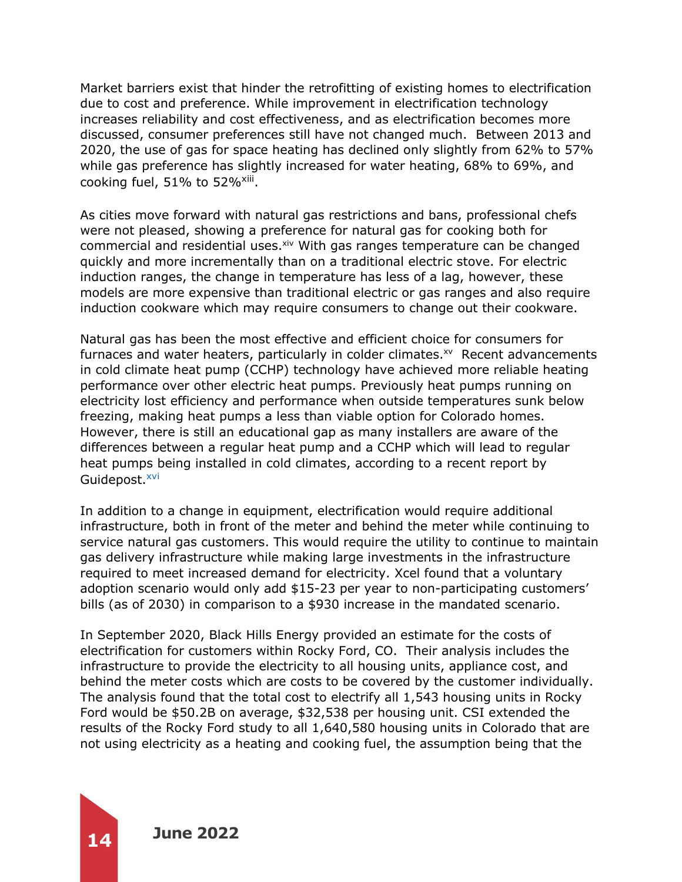Market barriers exist that hinder the retrofitting of existing homes to electrification due to cost and preference. While improvement in electrification technology increases reliability and cost effectiveness, and as electrification becomes more discussed, consumer preferences still have not changed much. Between 2013 and 2020, the use of gas for space heating has declined only slightly from 62% to 57% while gas preference has slightly increased for water heating, 68% to 69%, and cooking fuel, 51% to 52%[xiii].

As cities move forward with natural gas restrictions and bans, professional chefs were not pleased, showing a preference for natural gas for cooking both for commercial and residential uses.[xiv] With gas ranges temperature can be changed quickly and more incrementally than on a traditional electric stove. For electric induction ranges, the change in temperature has less of a lag, however, these models are more expensive than traditional electric or gas ranges and also require induction cookware which may require consumers to change out their cookware.

Natural gas has been the most effective and efficient choice for consumers for furnaces and water heaters, particularly in colder climates.[xv] Recent advancements in cold climate heat pump (CCHP) technology have achieved more reliable heating performance over other electric heat pumps. Previously heat pumps running on electricity lost efficiency and performance when outside temperatures sunk below freezing, making heat pumps a less than viable option for Colorado homes. However, there is still an educational gap as many installers are aware of the differences between a regular heat pump and a CCHP which will lead to regular heat pumps being installed in cold climates, according to a recent report by Guidepost.[xvi]

In addition to a change in equipment, electrification would require additional infrastructure, both in front of the meter and behind the meter while continuing to service natural gas customers. This would require the utility to continue to maintain gas delivery infrastructure while making large investments in the infrastructure required to meet increased demand for electricity. Xcel found that a voluntary adoption scenario would only add $15-23 per year to non-participating customers' bills (as of 2030) in comparison to a $930 increase in the mandated scenario.

In September 2020, Black Hills Energy provided an estimate for the costs of electrification for customers within Rocky Ford, CO. Their analysis includes the infrastructure to provide the electricity to all housing units, appliance cost, and behind the meter costs which are costs to be covered by the customer individually. The analysis found that the total cost to electrify all 1,543 housing units in Rocky Ford would be $50.2B on average, $32,538 per housing unit. CSI extended the results of the Rocky Ford study to all 1,640,580 housing units in Colorado that are not using electricity as a heating and cooking fuel, the assumption being that the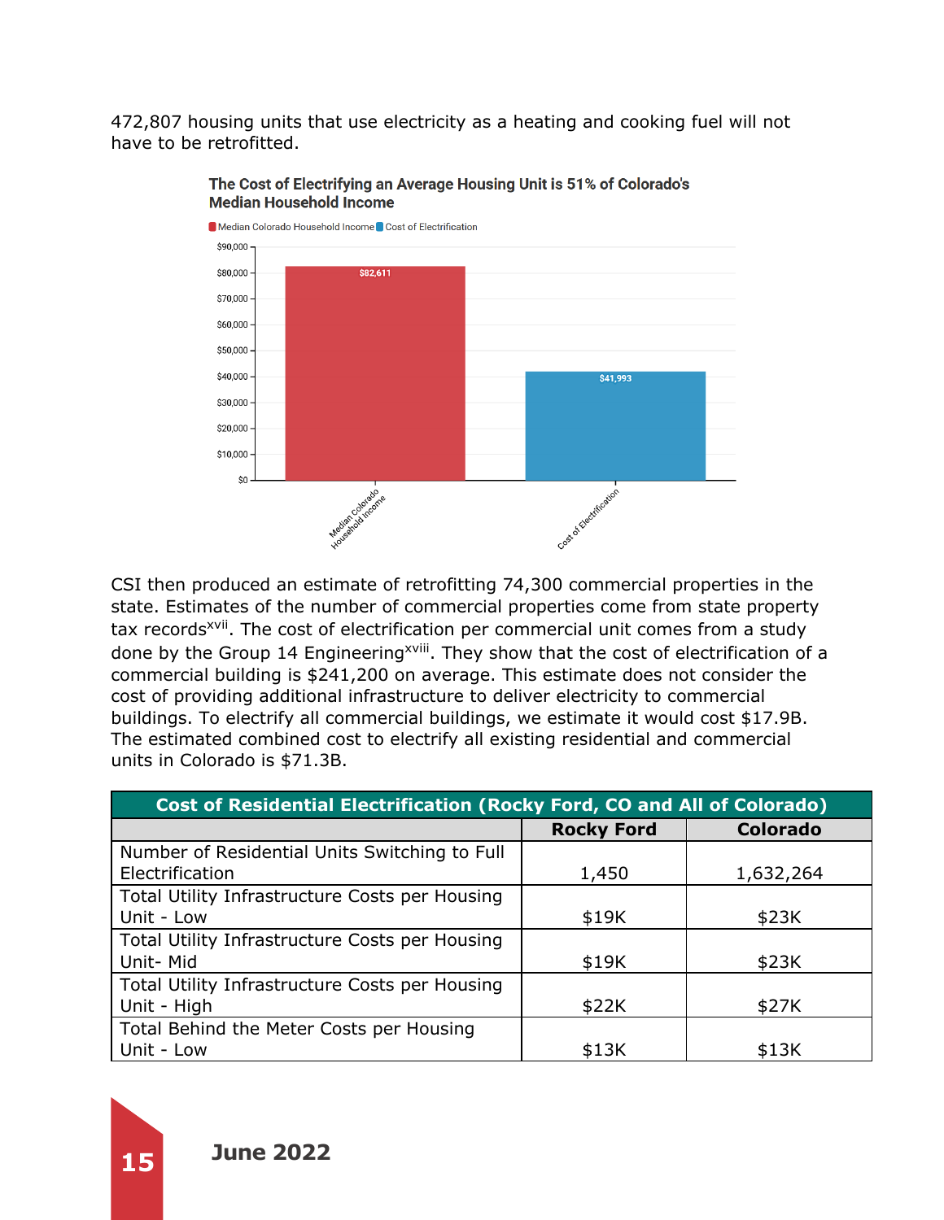472,807 housing units that use electricity as a heating and cooking fuel will not have to be retrofitted.

**The Cost of Electrifying an Average Housing Unit is 51% of Colorado's Median Household Income**

| | Median Colorado Household Income | Cost of Electrification |
|---|---|---|
| Value | $82,611 | $41,993 |

CSI then produced an estimate of retrofitting 74,300 commercial properties in the state. Estimates of the number of commercial properties come from state property tax records[xvii]. The cost of electrification per commercial unit comes from a study done by the Group 14 Engineering[xviii]. They show that the cost of electrification of a commercial building is $241,200 on average. This estimate does not consider the cost of providing additional infrastructure to deliver electricity to commercial buildings. To electrify all commercial buildings, we estimate it would cost $17.9B. The estimated combined cost to electrify all existing residential and commercial units in Colorado is $71.3B.

| Cost of Residential Electrification (Rocky Ford, CO and All of Colorado) | | |
|---|---|---|
| | **Rocky Ford** | **Colorado** |
| Number of Residential Units Switching to Full Electrification | 1,450 | 1,632,264 |
| Total Utility Infrastructure Costs per Housing Unit - Low | $19K | $23K |
| Total Utility Infrastructure Costs per Housing Unit- Mid | $19K | $23K |
| Total Utility Infrastructure Costs per Housing Unit - High | $22K | $27K |
| Total Behind the Meter Costs per Housing Unit - Low | $13K | $13K |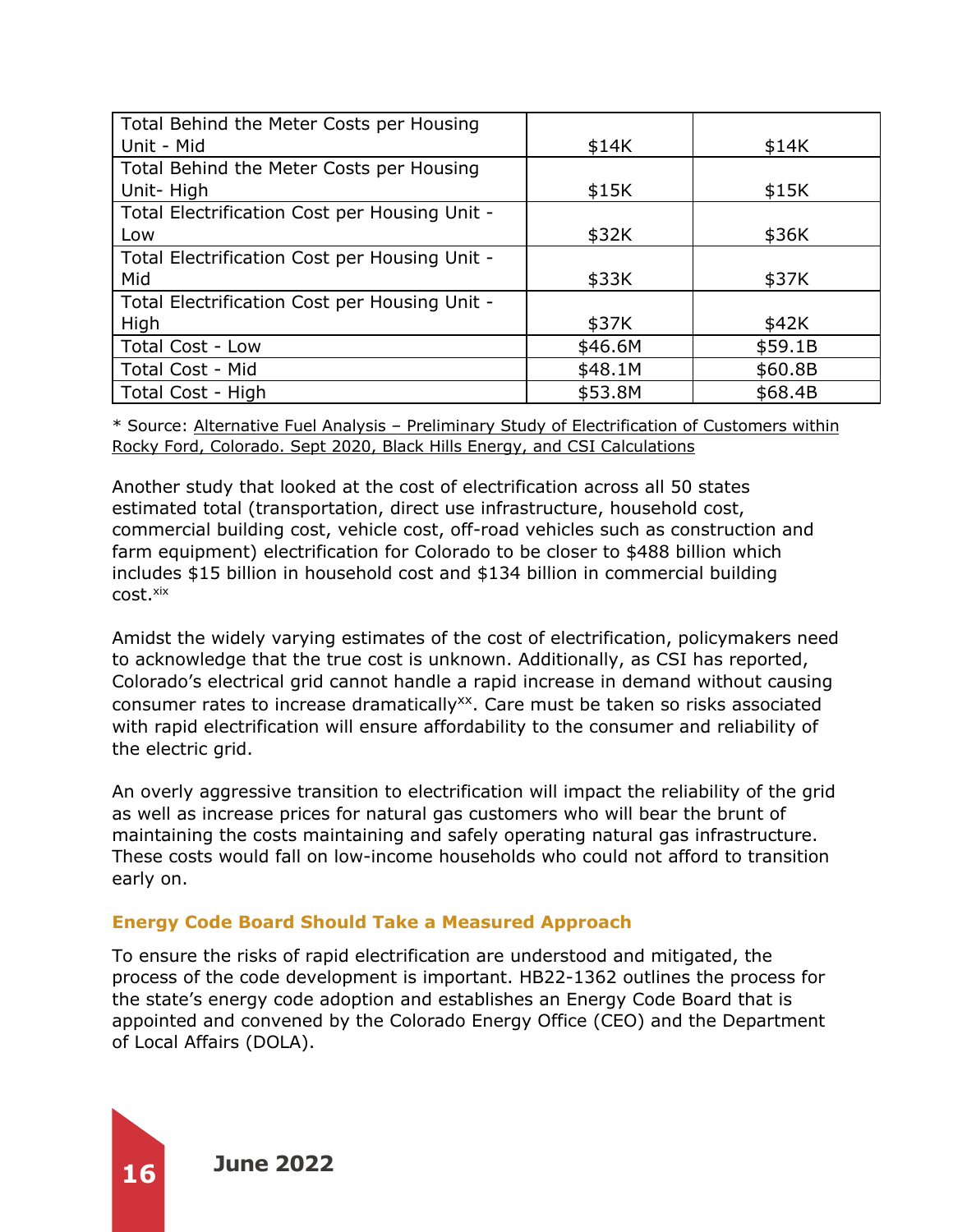| | | |
|---|---|---|
| Total Behind the Meter Costs per Housing Unit - Mid | $14K | $14K |
| Total Behind the Meter Costs per Housing Unit- High | $15K | $15K |
| Total Electrification Cost per Housing Unit - Low | $32K | $36K |
| Total Electrification Cost per Housing Unit - Mid | $33K | $37K |
| Total Electrification Cost per Housing Unit - High | $37K | $42K |
| Total Cost - Low | $46.6M | $59.1B |
| Total Cost - Mid | $48.1M | $60.8B |
| Total Cost - High | $53.8M | $68.4B |

* Source: Alternative Fuel Analysis – Preliminary Study of Electrification of Customers within Rocky Ford, Colorado. Sept 2020, Black Hills Energy, and CSI Calculations

Another study that looked at the cost of electrification across all 50 states estimated total (transportation, direct use infrastructure, household cost, commercial building cost, vehicle cost, off-road vehicles such as construction and farm equipment) electrification for Colorado to be closer to $488 billion which includes $15 billion in household cost and $134 billion in commercial building cost.[xix]

Amidst the widely varying estimates of the cost of electrification, policymakers need to acknowledge that the true cost is unknown. Additionally, as CSI has reported, Colorado's electrical grid cannot handle a rapid increase in demand without causing consumer rates to increase dramatically[xx]. Care must be taken so risks associated with rapid electrification will ensure affordability to the consumer and reliability of the electric grid.

An overly aggressive transition to electrification will impact the reliability of the grid as well as increase prices for natural gas customers who will bear the brunt of maintaining the costs maintaining and safely operating natural gas infrastructure. These costs would fall on low-income households who could not afford to transition early on.

### Energy Code Board Should Take a Measured Approach

To ensure the risks of rapid electrification are understood and mitigated, the process of the code development is important. HB22-1362 outlines the process for the state's energy code adoption and establishes an Energy Code Board that is appointed and convened by the Colorado Energy Office (CEO) and the Department of Local Affairs (DOLA).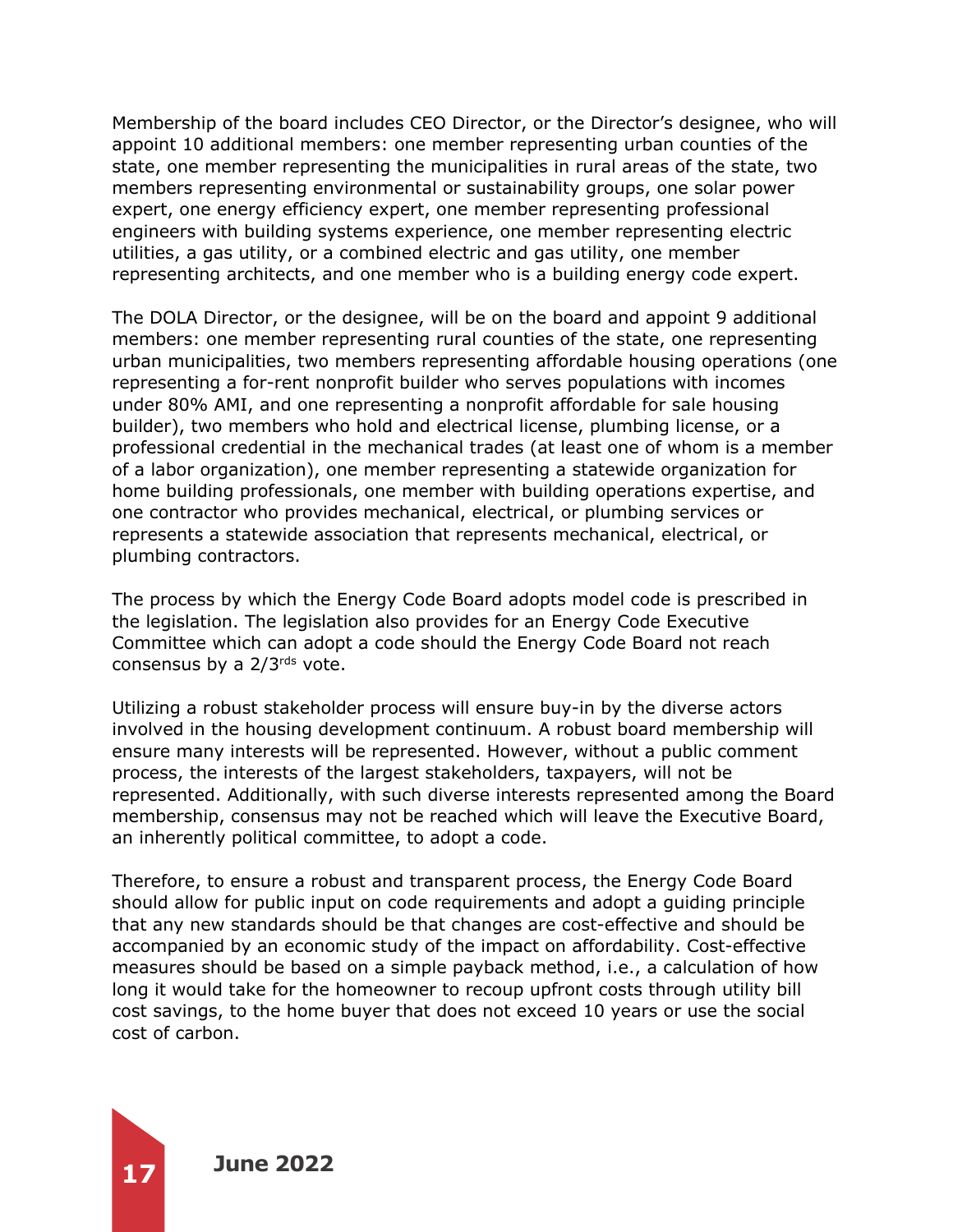Membership of the board includes CEO Director, or the Director's designee, who will appoint 10 additional members: one member representing urban counties of the state, one member representing the municipalities in rural areas of the state, two members representing environmental or sustainability groups, one solar power expert, one energy efficiency expert, one member representing professional engineers with building systems experience, one member representing electric utilities, a gas utility, or a combined electric and gas utility, one member representing architects, and one member who is a building energy code expert.

The DOLA Director, or the designee, will be on the board and appoint 9 additional members: one member representing rural counties of the state, one representing urban municipalities, two members representing affordable housing operations (one representing a for-rent nonprofit builder who serves populations with incomes under 80% AMI, and one representing a nonprofit affordable for sale housing builder), two members who hold and electrical license, plumbing license, or a professional credential in the mechanical trades (at least one of whom is a member of a labor organization), one member representing a statewide organization for home building professionals, one member with building operations expertise, and one contractor who provides mechanical, electrical, or plumbing services or represents a statewide association that represents mechanical, electrical, or plumbing contractors.

The process by which the Energy Code Board adopts model code is prescribed in the legislation. The legislation also provides for an Energy Code Executive Committee which can adopt a code should the Energy Code Board not reach consensus by a 2/3rds vote.

Utilizing a robust stakeholder process will ensure buy-in by the diverse actors involved in the housing development continuum. A robust board membership will ensure many interests will be represented. However, without a public comment process, the interests of the largest stakeholders, taxpayers, will not be represented. Additionally, with such diverse interests represented among the Board membership, consensus may not be reached which will leave the Executive Board, an inherently political committee, to adopt a code.

Therefore, to ensure a robust and transparent process, the Energy Code Board should allow for public input on code requirements and adopt a guiding principle that any new standards should be that changes are cost-effective and should be accompanied by an economic study of the impact on affordability. Cost-effective measures should be based on a simple payback method, i.e., a calculation of how long it would take for the homeowner to recoup upfront costs through utility bill cost savings, to the home buyer that does not exceed 10 years or use the social cost of carbon.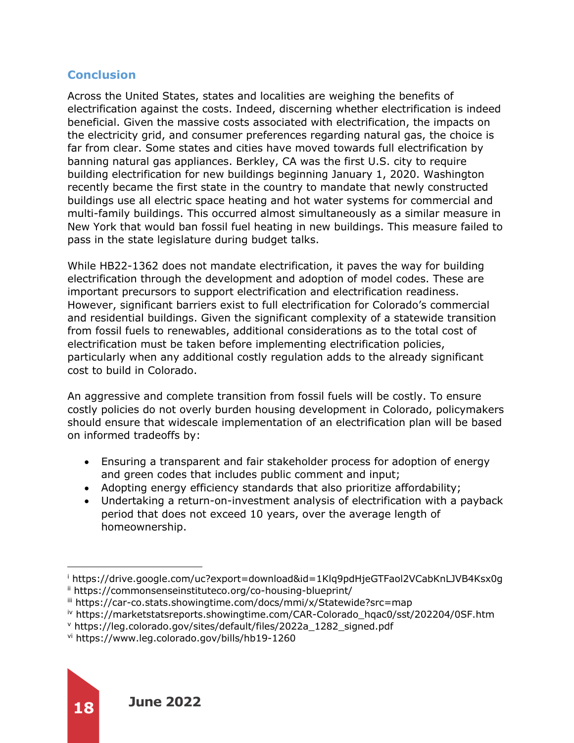## Conclusion

Across the United States, states and localities are weighing the benefits of electrification against the costs. Indeed, discerning whether electrification is indeed beneficial. Given the massive costs associated with electrification, the impacts on the electricity grid, and consumer preferences regarding natural gas, the choice is far from clear. Some states and cities have moved towards full electrification by banning natural gas appliances. Berkley, CA was the first U.S. city to require building electrification for new buildings beginning January 1, 2020. Washington recently became the first state in the country to mandate that newly constructed buildings use all electric space heating and hot water systems for commercial and multi-family buildings. This occurred almost simultaneously as a similar measure in New York that would ban fossil fuel heating in new buildings. This measure failed to pass in the state legislature during budget talks.

While HB22-1362 does not mandate electrification, it paves the way for building electrification through the development and adoption of model codes. These are important precursors to support electrification and electrification readiness. However, significant barriers exist to full electrification for Colorado's commercial and residential buildings. Given the significant complexity of a statewide transition from fossil fuels to renewables, additional considerations as to the total cost of electrification must be taken before implementing electrification policies, particularly when any additional costly regulation adds to the already significant cost to build in Colorado.

An aggressive and complete transition from fossil fuels will be costly. To ensure costly policies do not overly burden housing development in Colorado, policymakers should ensure that widescale implementation of an electrification plan will be based on informed tradeoffs by:

- Ensuring a transparent and fair stakeholder process for adoption of energy and green codes that includes public comment and input;
- Adopting energy efficiency standards that also prioritize affordability;
- Undertaking a return-on-investment analysis of electrification with a payback period that does not exceed 10 years, over the average length of homeownership.

---

[i] https://drive.google.com/uc?export=download&id=1Klq9pdHjeGTFaol2VCabKnLJVB4Ksx0g
[ii] https://commonsenseinstituteco.org/co-housing-blueprint/
[iii] https://car-co.stats.showingtime.com/docs/mmi/x/Statewide?src=map
[iv] https://marketstatsreports.showingtime.com/CAR-Colorado_hqac0/sst/202204/0SF.htm
[v] https://leg.colorado.gov/sites/default/files/2022a_1282_signed.pdf
[vi] https://www.leg.colorado.gov/bills/hb19-1260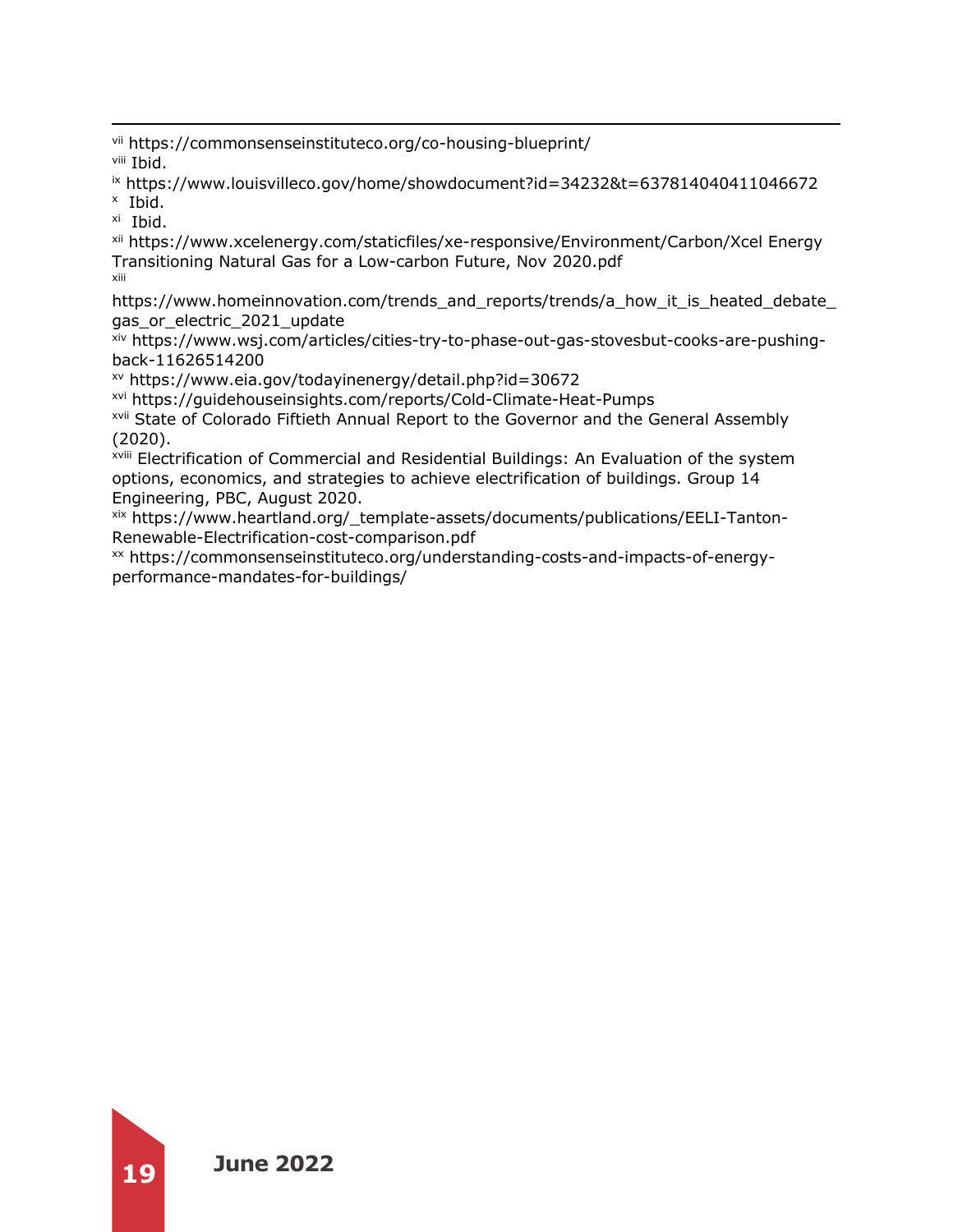[vii] https://commonsenseinstituteco.org/co-housing-blueprint/

[viii] Ibid.

[ix] https://www.louisvilleco.gov/home/showdocument?id=34232&t=637814040411046672

[x] Ibid.

[xi] Ibid.

[xii] https://www.xcelenergy.com/staticfiles/xe-responsive/Environment/Carbon/Xcel Energy Transitioning Natural Gas for a Low-carbon Future, Nov 2020.pdf

[xiii] https://www.homeinnovation.com/trends_and_reports/trends/a_how_it_is_heated_debate_gas_or_electric_2021_update

[xiv] https://www.wsj.com/articles/cities-try-to-phase-out-gas-stovesbut-cooks-are-pushing-back-11626514200

[xv] https://www.eia.gov/todayinenergy/detail.php?id=30672

[xvi] https://guidehouseinsights.com/reports/Cold-Climate-Heat-Pumps

[xvii] State of Colorado Fiftieth Annual Report to the Governor and the General Assembly (2020).

[xviii] Electrification of Commercial and Residential Buildings: An Evaluation of the system options, economics, and strategies to achieve electrification of buildings. Group 14 Engineering, PBC, August 2020.

[xix] https://www.heartland.org/_template-assets/documents/publications/EELI-Tanton-Renewable-Electrification-cost-comparison.pdf

[xx] https://commonsenseinstituteco.org/understanding-costs-and-impacts-of-energy-performance-mandates-for-buildings/